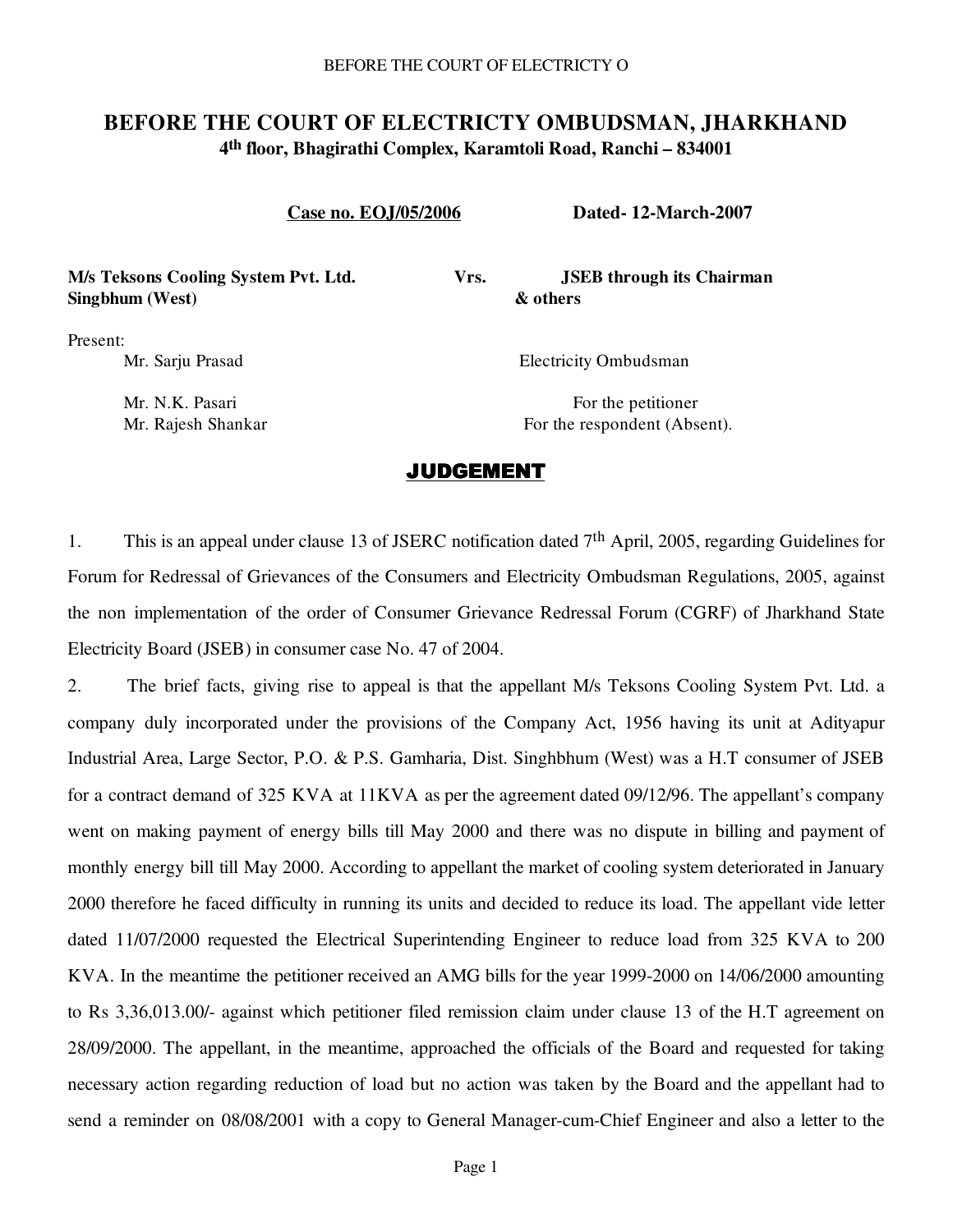# BEFORE THE COURT OF ELECTRICTY OMBUDSMAN, JHARKHAND

**4th floor, Bhagirathi Complex, Karamtoli Road, Ranchi – 834001**

**Case no. EOJ/05/2006** **Dated- 12-March-2007**

**M/s Teksons Cooling System Pvt. Ltd. Singbhum (West)** **Vrs.** **JSEB through its Chairman & others**

Present:

| | |
|---|---|
| Mr. Sarju Prasad | Electricity Ombudsman |
| Mr. N.K. Pasari | For the petitioner |
| Mr. Rajesh Shankar | For the respondent (Absent). |

## JUDGEMENT

1. This is an appeal under clause 13 of JSERC notification dated 7th April, 2005, regarding Guidelines for Forum for Redressal of Grievances of the Consumers and Electricity Ombudsman Regulations, 2005, against the non implementation of the order of Consumer Grievance Redressal Forum (CGRF) of Jharkhand State Electricity Board (JSEB) in consumer case No. 47 of 2004.

2. The brief facts, giving rise to appeal is that the appellant M/s Teksons Cooling System Pvt. Ltd. a company duly incorporated under the provisions of the Company Act, 1956 having its unit at Adityapur Industrial Area, Large Sector, P.O. & P.S. Gamharia, Dist. Singhbhum (West) was a H.T consumer of JSEB for a contract demand of 325 KVA at 11KVA as per the agreement dated 09/12/96. The appellant's company went on making payment of energy bills till May 2000 and there was no dispute in billing and payment of monthly energy bill till May 2000. According to appellant the market of cooling system deteriorated in January 2000 therefore he faced difficulty in running its units and decided to reduce its load. The appellant vide letter dated 11/07/2000 requested the Electrical Superintending Engineer to reduce load from 325 KVA to 200 KVA. In the meantime the petitioner received an AMG bills for the year 1999-2000 on 14/06/2000 amounting to Rs 3,36,013.00/- against which petitioner filed remission claim under clause 13 of the H.T agreement on 28/09/2000. The appellant, in the meantime, approached the officials of the Board and requested for taking necessary action regarding reduction of load but no action was taken by the Board and the appellant had to send a reminder on 08/08/2001 with a copy to General Manager-cum-Chief Engineer and also a letter to the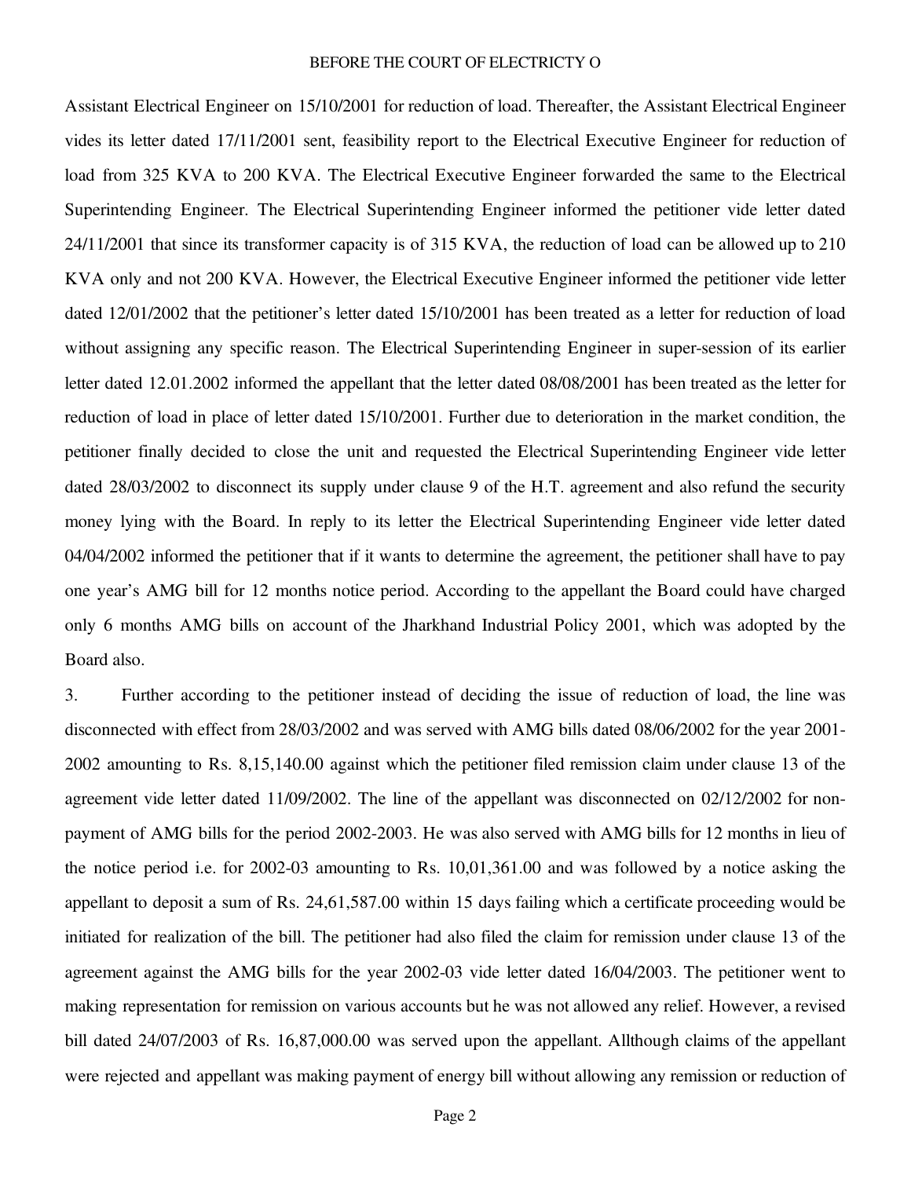Assistant Electrical Engineer on 15/10/2001 for reduction of load. Thereafter, the Assistant Electrical Engineer vides its letter dated 17/11/2001 sent, feasibility report to the Electrical Executive Engineer for reduction of load from 325 KVA to 200 KVA. The Electrical Executive Engineer forwarded the same to the Electrical Superintending Engineer. The Electrical Superintending Engineer informed the petitioner vide letter dated 24/11/2001 that since its transformer capacity is of 315 KVA, the reduction of load can be allowed up to 210 KVA only and not 200 KVA. However, the Electrical Executive Engineer informed the petitioner vide letter dated 12/01/2002 that the petitioner's letter dated 15/10/2001 has been treated as a letter for reduction of load without assigning any specific reason. The Electrical Superintending Engineer in super-session of its earlier letter dated 12.01.2002 informed the appellant that the letter dated 08/08/2001 has been treated as the letter for reduction of load in place of letter dated 15/10/2001. Further due to deterioration in the market condition, the petitioner finally decided to close the unit and requested the Electrical Superintending Engineer vide letter dated 28/03/2002 to disconnect its supply under clause 9 of the H.T. agreement and also refund the security money lying with the Board. In reply to its letter the Electrical Superintending Engineer vide letter dated 04/04/2002 informed the petitioner that if it wants to determine the agreement, the petitioner shall have to pay one year's AMG bill for 12 months notice period. According to the appellant the Board could have charged only 6 months AMG bills on account of the Jharkhand Industrial Policy 2001, which was adopted by the Board also.

3. Further according to the petitioner instead of deciding the issue of reduction of load, the line was disconnected with effect from 28/03/2002 and was served with AMG bills dated 08/06/2002 for the year 2001-2002 amounting to Rs. 8,15,140.00 against which the petitioner filed remission claim under clause 13 of the agreement vide letter dated 11/09/2002. The line of the appellant was disconnected on 02/12/2002 for non-payment of AMG bills for the period 2002-2003. He was also served with AMG bills for 12 months in lieu of the notice period i.e. for 2002-03 amounting to Rs. 10,01,361.00 and was followed by a notice asking the appellant to deposit a sum of Rs. 24,61,587.00 within 15 days failing which a certificate proceeding would be initiated for realization of the bill. The petitioner had also filed the claim for remission under clause 13 of the agreement against the AMG bills for the year 2002-03 vide letter dated 16/04/2003. The petitioner went to making representation for remission on various accounts but he was not allowed any relief. However, a revised bill dated 24/07/2003 of Rs. 16,87,000.00 was served upon the appellant. Allthough claims of the appellant were rejected and appellant was making payment of energy bill without allowing any remission or reduction of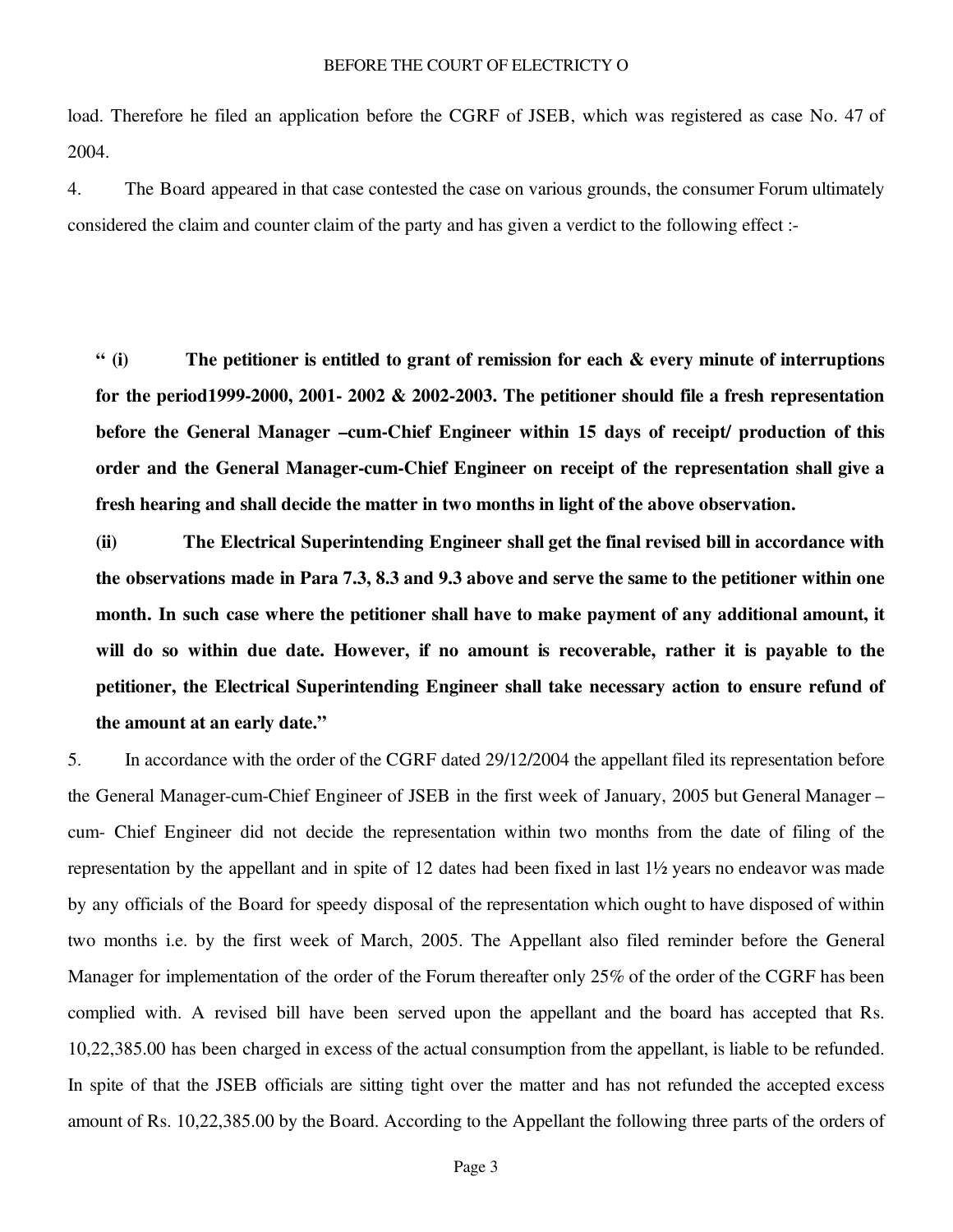load. Therefore he filed an application before the CGRF of JSEB, which was registered as case No. 47 of 2004.

4. The Board appeared in that case contested the case on various grounds, the consumer Forum ultimately considered the claim and counter claim of the party and has given a verdict to the following effect :-

> **" (i) The petitioner is entitled to grant of remission for each & every minute of interruptions for the period1999-2000, 2001- 2002 & 2002-2003. The petitioner should file a fresh representation before the General Manager –cum-Chief Engineer within 15 days of receipt/ production of this order and the General Manager-cum-Chief Engineer on receipt of the representation shall give a fresh hearing and shall decide the matter in two months in light of the above observation.**
>
> **(ii) The Electrical Superintending Engineer shall get the final revised bill in accordance with the observations made in Para 7.3, 8.3 and 9.3 above and serve the same to the petitioner within one month. In such case where the petitioner shall have to make payment of any additional amount, it will do so within due date. However, if no amount is recoverable, rather it is payable to the petitioner, the Electrical Superintending Engineer shall take necessary action to ensure refund of the amount at an early date."**

5. In accordance with the order of the CGRF dated 29/12/2004 the appellant filed its representation before the General Manager-cum-Chief Engineer of JSEB in the first week of January, 2005 but General Manager – cum- Chief Engineer did not decide the representation within two months from the date of filing of the representation by the appellant and in spite of 12 dates had been fixed in last 1½ years no endeavor was made by any officials of the Board for speedy disposal of the representation which ought to have disposed of within two months i.e. by the first week of March, 2005. The Appellant also filed reminder before the General Manager for implementation of the order of the Forum thereafter only 25% of the order of the CGRF has been complied with. A revised bill have been served upon the appellant and the board has accepted that Rs. 10,22,385.00 has been charged in excess of the actual consumption from the appellant, is liable to be refunded. In spite of that the JSEB officials are sitting tight over the matter and has not refunded the accepted excess amount of Rs. 10,22,385.00 by the Board. According to the Appellant the following three parts of the orders of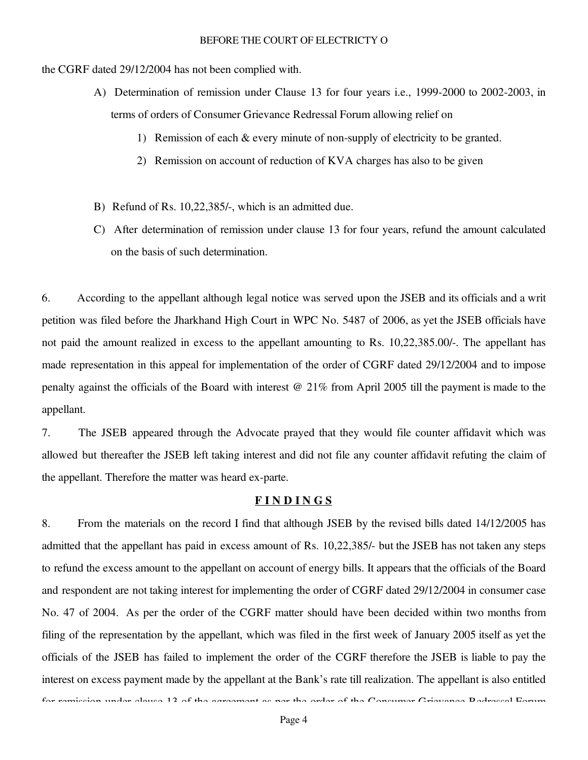the CGRF dated 29/12/2004 has not been complied with.

A) Determination of remission under Clause 13 for four years i.e., 1999-2000 to 2002-2003, in terms of orders of Consumer Grievance Redressal Forum allowing relief on

1) Remission of each & every minute of non-supply of electricity to be granted.
2) Remission on account of reduction of KVA charges has also to be given

B) Refund of Rs. 10,22,385/-, which is an admitted due.

C) After determination of remission under clause 13 for four years, refund the amount calculated on the basis of such determination.

6. According to the appellant although legal notice was served upon the JSEB and its officials and a writ petition was filed before the Jharkhand High Court in WPC No. 5487 of 2006, as yet the JSEB officials have not paid the amount realized in excess to the appellant amounting to Rs. 10,22,385.00/-. The appellant has made representation in this appeal for implementation of the order of CGRF dated 29/12/2004 and to impose penalty against the officials of the Board with interest @ 21% from April 2005 till the payment is made to the appellant.

7. The JSEB appeared through the Advocate prayed that they would file counter affidavit which was allowed but thereafter the JSEB left taking interest and did not file any counter affidavit refuting the claim of the appellant. Therefore the matter was heard ex-parte.

## FINDINGS

8. From the materials on the record I find that although JSEB by the revised bills dated 14/12/2005 has admitted that the appellant has paid in excess amount of Rs. 10,22,385/- but the JSEB has not taken any steps to refund the excess amount to the appellant on account of energy bills. It appears that the officials of the Board and respondent are not taking interest for implementing the order of CGRF dated 29/12/2004 in consumer case No. 47 of 2004. As per the order of the CGRF matter should have been decided within two months from filing of the representation by the appellant, which was filed in the first week of January 2005 itself as yet the officials of the JSEB has failed to implement the order of the CGRF therefore the JSEB is liable to pay the interest on excess payment made by the appellant at the Bank's rate till realization. The appellant is also entitled for remission under clause 13 of the agreement as per the order of the Consumer Grievance Redressal Forum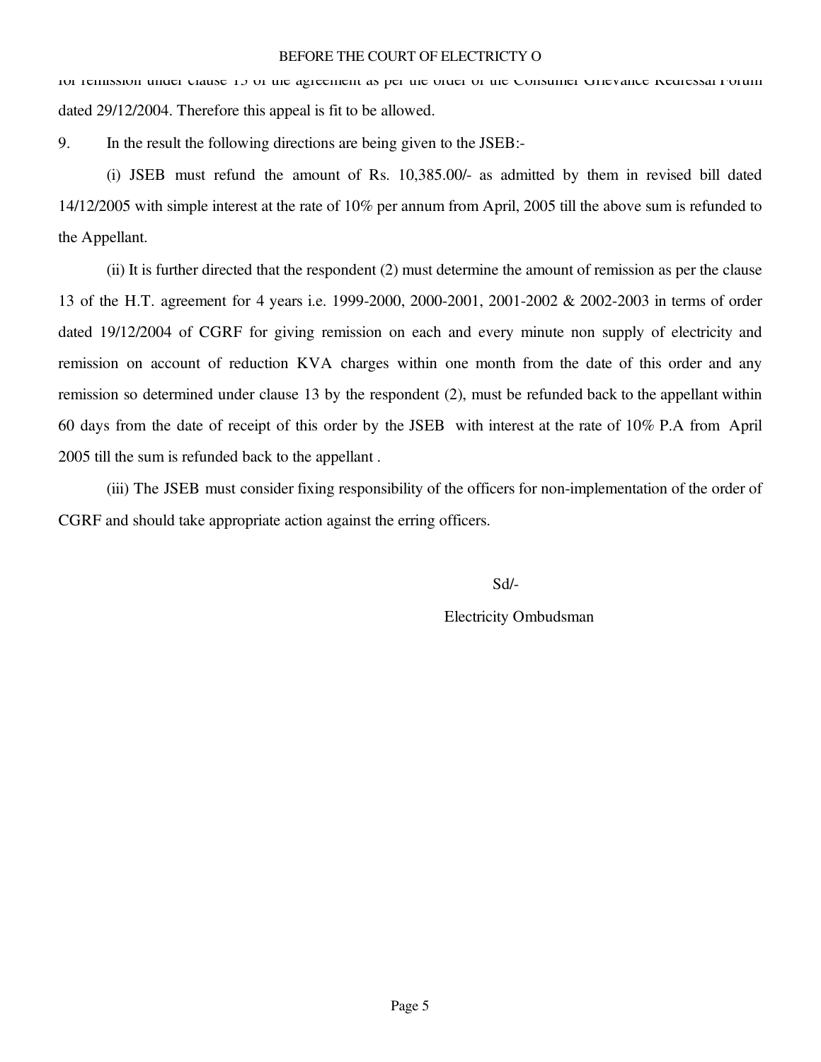for remission under clause 13 of the agreement as per the order of the Consumer Grievance Redressal Forum dated 29/12/2004. Therefore this appeal is fit to be allowed.

9. In the result the following directions are being given to the JSEB:-

(i) JSEB must refund the amount of Rs. 10,385.00/- as admitted by them in revised bill dated 14/12/2005 with simple interest at the rate of 10% per annum from April, 2005 till the above sum is refunded to the Appellant.

(ii) It is further directed that the respondent (2) must determine the amount of remission as per the clause 13 of the H.T. agreement for 4 years i.e. 1999-2000, 2000-2001, 2001-2002 & 2002-2003 in terms of order dated 19/12/2004 of CGRF for giving remission on each and every minute non supply of electricity and remission on account of reduction KVA charges within one month from the date of this order and any remission so determined under clause 13 by the respondent (2), must be refunded back to the appellant within 60 days from the date of receipt of this order by the JSEB with interest at the rate of 10% P.A from April 2005 till the sum is refunded back to the appellant .

(iii) The JSEB must consider fixing responsibility of the officers for non-implementation of the order of CGRF and should take appropriate action against the erring officers.

Sd/-

Electricity Ombudsman